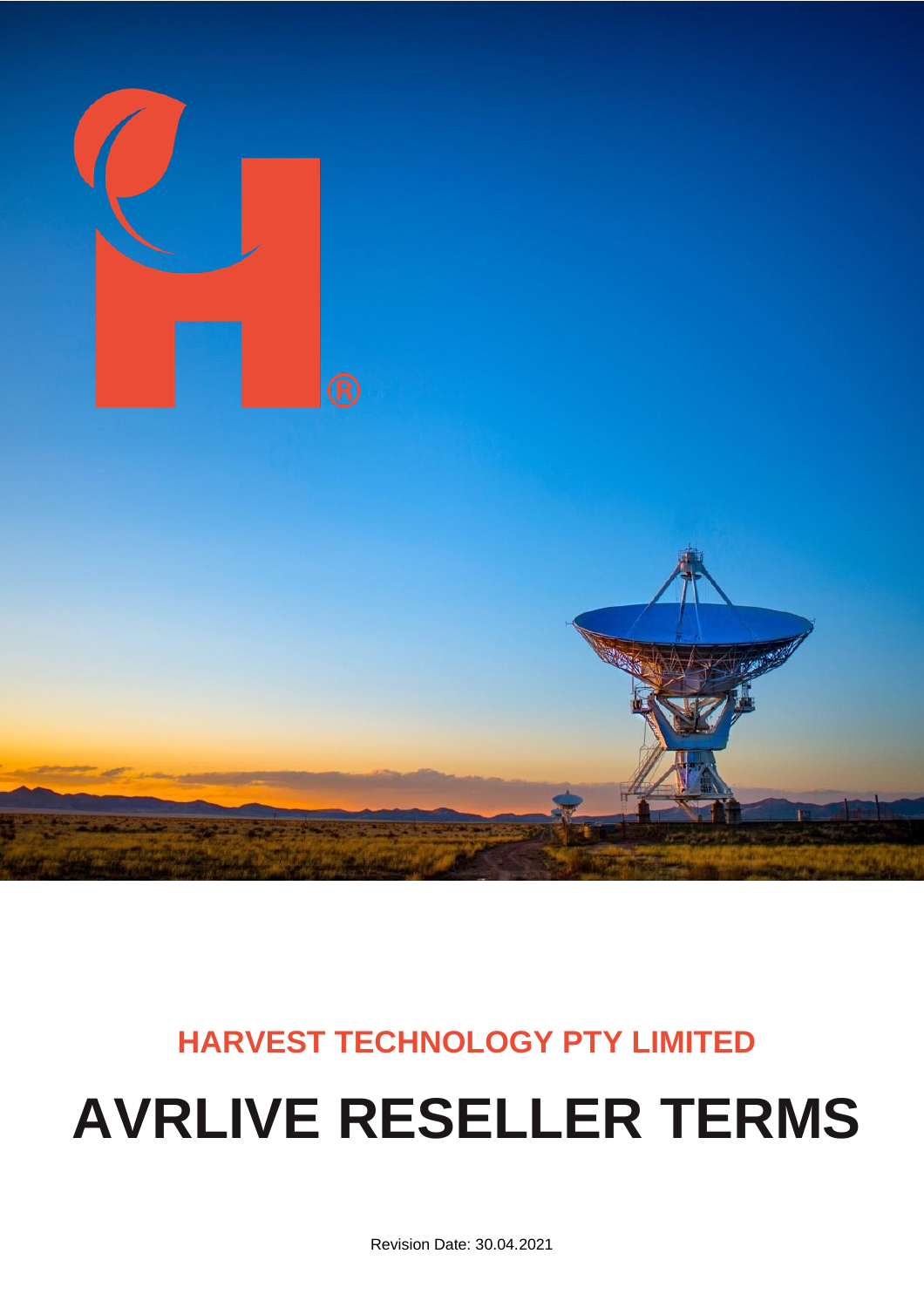**HARVEST TECHNOLOGY PTY LIMITED**

# AVRLIVE RESELLER TERMS

Revision Date: 30.04.2021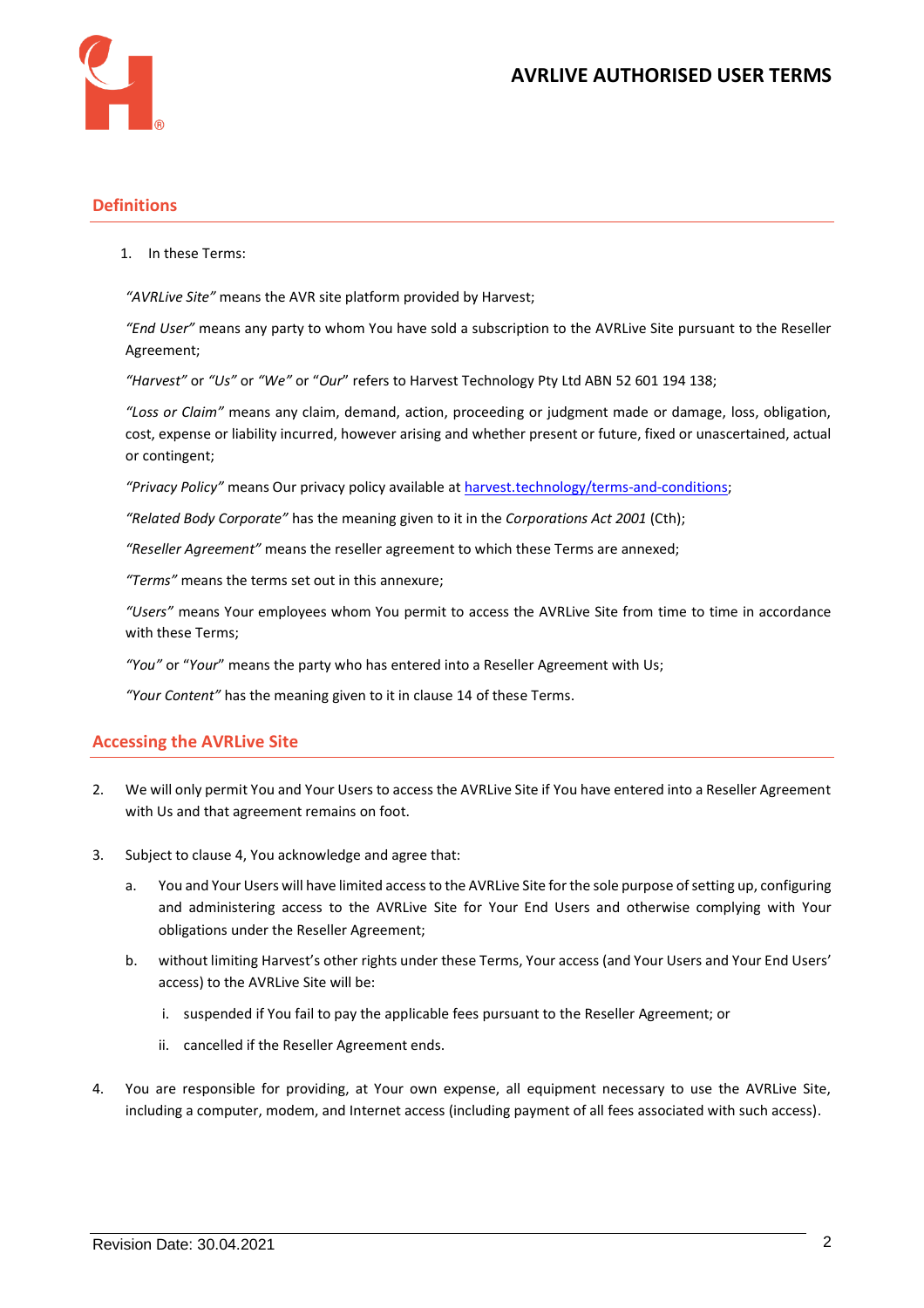# AVRLIVE AUTHORISED USER TERMS

## Definitions

1. In these Terms:

*"AVRLive Site"* means the AVR site platform provided by Harvest;

*"End User"* means any party to whom You have sold a subscription to the AVRLive Site pursuant to the Reseller Agreement;

*"Harvest"* or *"Us"* or *"We"* or "*Our*" refers to Harvest Technology Pty Ltd ABN 52 601 194 138;

*"Loss or Claim"* means any claim, demand, action, proceeding or judgment made or damage, loss, obligation, cost, expense or liability incurred, however arising and whether present or future, fixed or unascertained, actual or contingent;

*"Privacy Policy"* means Our privacy policy available at [harvest.technology/terms-and-conditions](harvest.technology/terms-and-conditions);

*"Related Body Corporate"* has the meaning given to it in the *Corporations Act 2001* (Cth);

*"Reseller Agreement"* means the reseller agreement to which these Terms are annexed;

*"Terms"* means the terms set out in this annexure;

*"Users"* means Your employees whom You permit to access the AVRLive Site from time to time in accordance with these Terms;

*"You"* or "*Your*" means the party who has entered into a Reseller Agreement with Us;

*"Your Content"* has the meaning given to it in clause 14 of these Terms.

## Accessing the AVRLive Site

2. We will only permit You and Your Users to access the AVRLive Site if You have entered into a Reseller Agreement with Us and that agreement remains on foot.

3. Subject to clause 4, You acknowledge and agree that:

   a. You and Your Users will have limited access to the AVRLive Site for the sole purpose of setting up, configuring and administering access to the AVRLive Site for Your End Users and otherwise complying with Your obligations under the Reseller Agreement;

   b. without limiting Harvest's other rights under these Terms, Your access (and Your Users and Your End Users' access) to the AVRLive Site will be:

      i. suspended if You fail to pay the applicable fees pursuant to the Reseller Agreement; or

      ii. cancelled if the Reseller Agreement ends.

4. You are responsible for providing, at Your own expense, all equipment necessary to use the AVRLive Site, including a computer, modem, and Internet access (including payment of all fees associated with such access).

Revision Date: 30.04.2021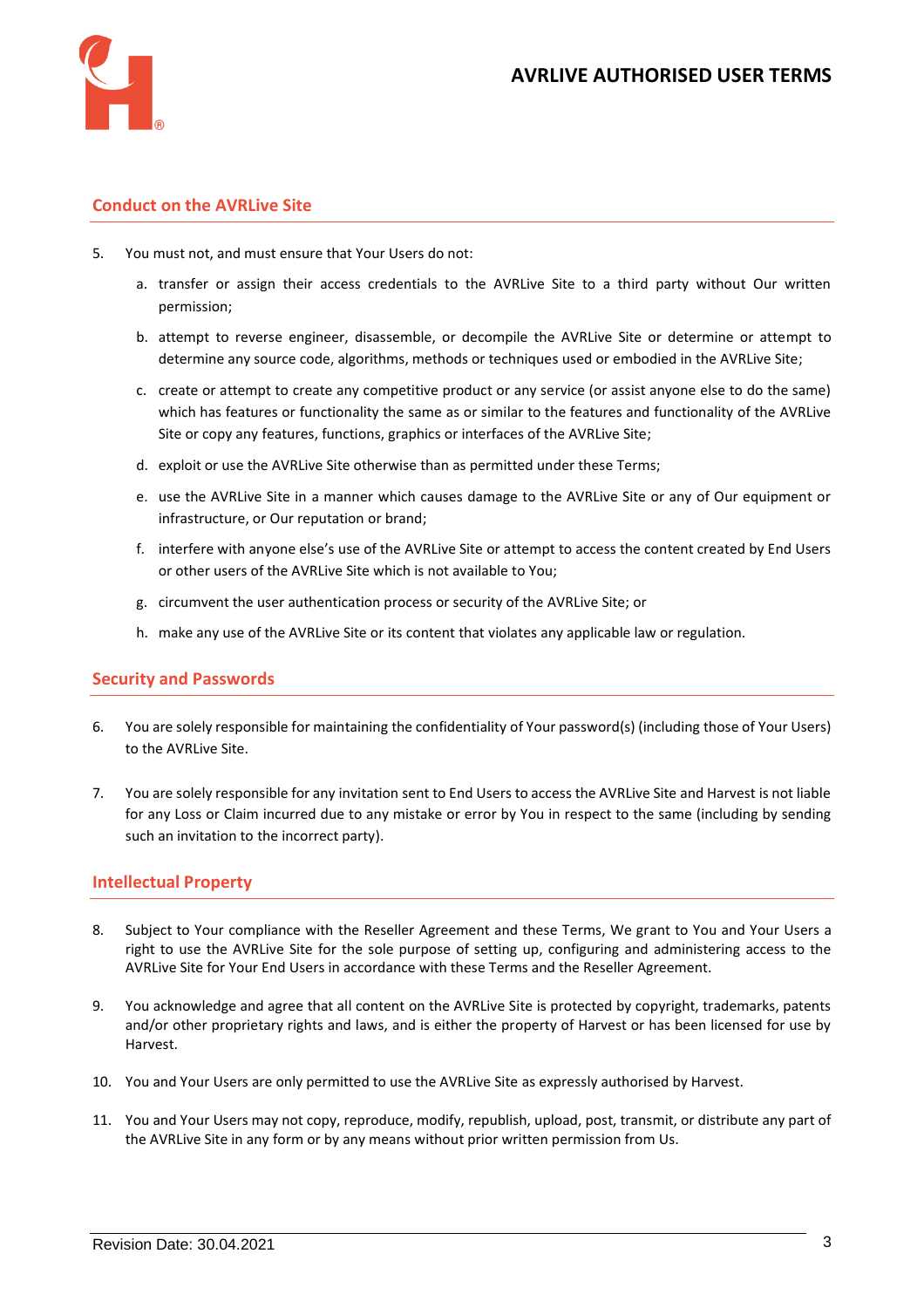## Conduct on the AVRLive Site

5. You must not, and must ensure that Your Users do not:

   a. transfer or assign their access credentials to the AVRLive Site to a third party without Our written permission;

   b. attempt to reverse engineer, disassemble, or decompile the AVRLive Site or determine or attempt to determine any source code, algorithms, methods or techniques used or embodied in the AVRLive Site;

   c. create or attempt to create any competitive product or any service (or assist anyone else to do the same) which has features or functionality the same as or similar to the features and functionality of the AVRLive Site or copy any features, functions, graphics or interfaces of the AVRLive Site;

   d. exploit or use the AVRLive Site otherwise than as permitted under these Terms;

   e. use the AVRLive Site in a manner which causes damage to the AVRLive Site or any of Our equipment or infrastructure, or Our reputation or brand;

   f. interfere with anyone else's use of the AVRLive Site or attempt to access the content created by End Users or other users of the AVRLive Site which is not available to You;

   g. circumvent the user authentication process or security of the AVRLive Site; or

   h. make any use of the AVRLive Site or its content that violates any applicable law or regulation.

## Security and Passwords

6. You are solely responsible for maintaining the confidentiality of Your password(s) (including those of Your Users) to the AVRLive Site.

7. You are solely responsible for any invitation sent to End Users to access the AVRLive Site and Harvest is not liable for any Loss or Claim incurred due to any mistake or error by You in respect to the same (including by sending such an invitation to the incorrect party).

## Intellectual Property

8. Subject to Your compliance with the Reseller Agreement and these Terms, We grant to You and Your Users a right to use the AVRLive Site for the sole purpose of setting up, configuring and administering access to the AVRLive Site for Your End Users in accordance with these Terms and the Reseller Agreement.

9. You acknowledge and agree that all content on the AVRLive Site is protected by copyright, trademarks, patents and/or other proprietary rights and laws, and is either the property of Harvest or has been licensed for use by Harvest.

10. You and Your Users are only permitted to use the AVRLive Site as expressly authorised by Harvest.

11. You and Your Users may not copy, reproduce, modify, republish, upload, post, transmit, or distribute any part of the AVRLive Site in any form or by any means without prior written permission from Us.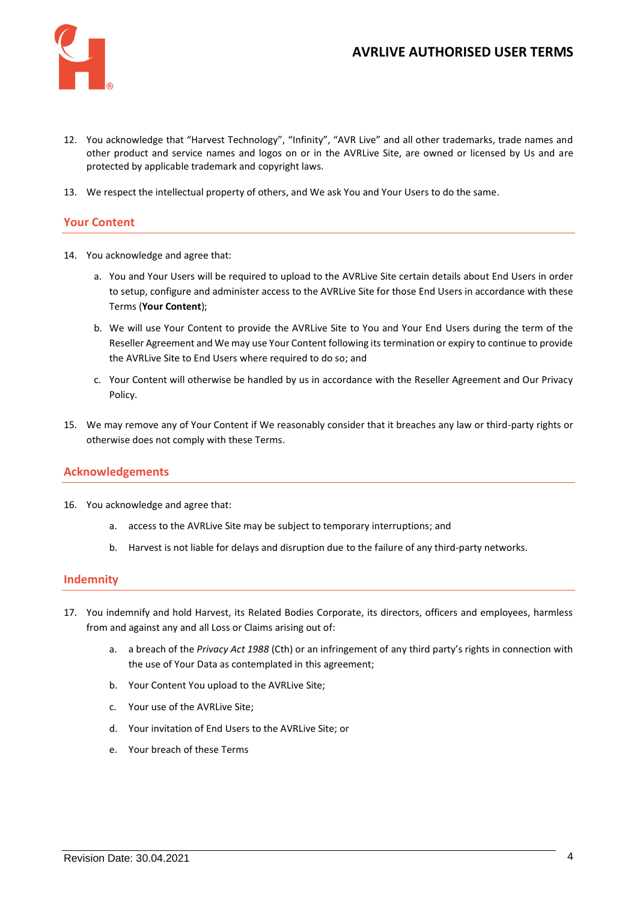12. You acknowledge that "Harvest Technology", "Infinity", "AVR Live" and all other trademarks, trade names and other product and service names and logos on or in the AVRLive Site, are owned or licensed by Us and are protected by applicable trademark and copyright laws.

13. We respect the intellectual property of others, and We ask You and Your Users to do the same.

## Your Content

14. You acknowledge and agree that:

    a. You and Your Users will be required to upload to the AVRLive Site certain details about End Users in order to setup, configure and administer access to the AVRLive Site for those End Users in accordance with these Terms (**Your Content**);

    b. We will use Your Content to provide the AVRLive Site to You and Your End Users during the term of the Reseller Agreement and We may use Your Content following its termination or expiry to continue to provide the AVRLive Site to End Users where required to do so; and

    c. Your Content will otherwise be handled by us in accordance with the Reseller Agreement and Our Privacy Policy.

15. We may remove any of Your Content if We reasonably consider that it breaches any law or third-party rights or otherwise does not comply with these Terms.

## Acknowledgements

16. You acknowledge and agree that:

    a. access to the AVRLive Site may be subject to temporary interruptions; and

    b. Harvest is not liable for delays and disruption due to the failure of any third-party networks.

## Indemnity

17. You indemnify and hold Harvest, its Related Bodies Corporate, its directors, officers and employees, harmless from and against any and all Loss or Claims arising out of:

    a. a breach of the *Privacy Act 1988* (Cth) or an infringement of any third party's rights in connection with the use of Your Data as contemplated in this agreement;

    b. Your Content You upload to the AVRLive Site;

    c. Your use of the AVRLive Site;

    d. Your invitation of End Users to the AVRLive Site; or

    e. Your breach of these Terms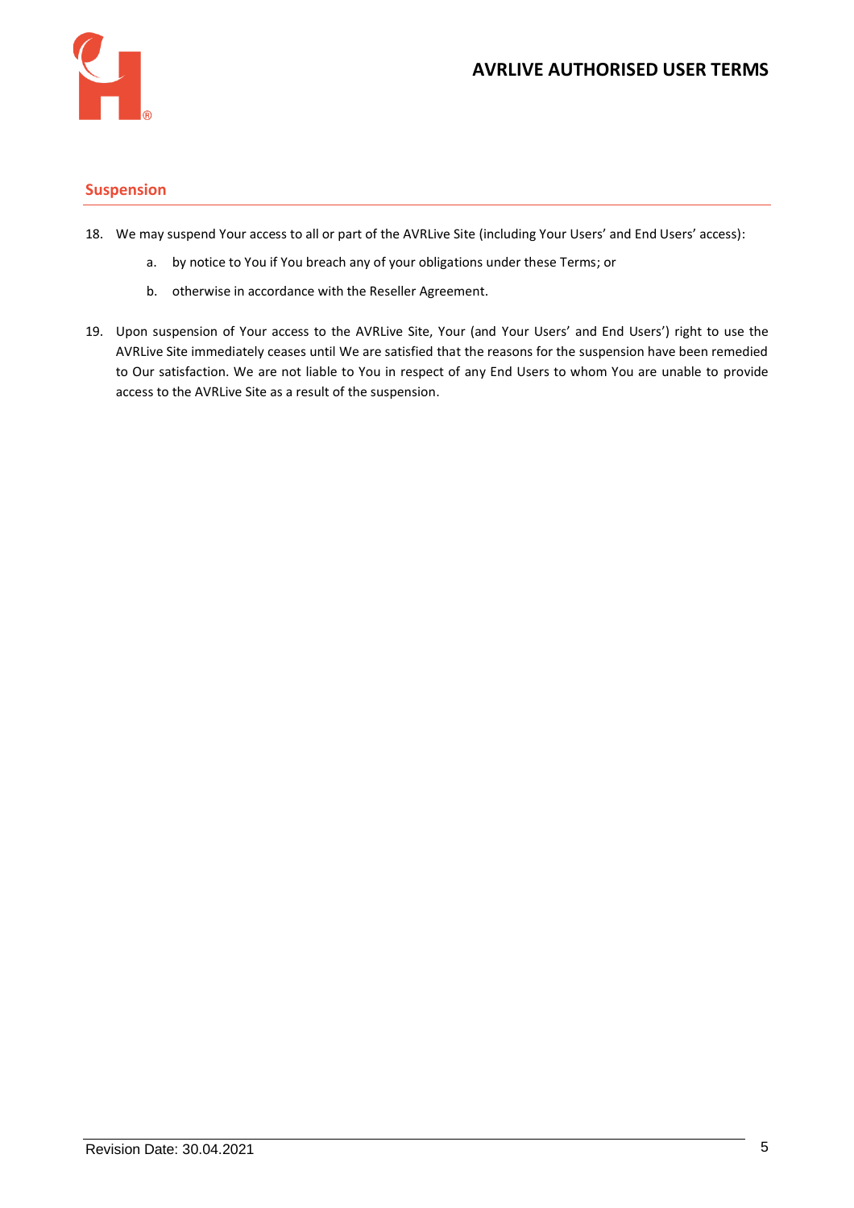## Suspension

18. We may suspend Your access to all or part of the AVRLive Site (including Your Users' and End Users' access):

    a. by notice to You if You breach any of your obligations under these Terms; or

    b. otherwise in accordance with the Reseller Agreement.

19. Upon suspension of Your access to the AVRLive Site, Your (and Your Users' and End Users') right to use the AVRLive Site immediately ceases until We are satisfied that the reasons for the suspension have been remedied to Our satisfaction. We are not liable to You in respect of any End Users to whom You are unable to provide access to the AVRLive Site as a result of the suspension.